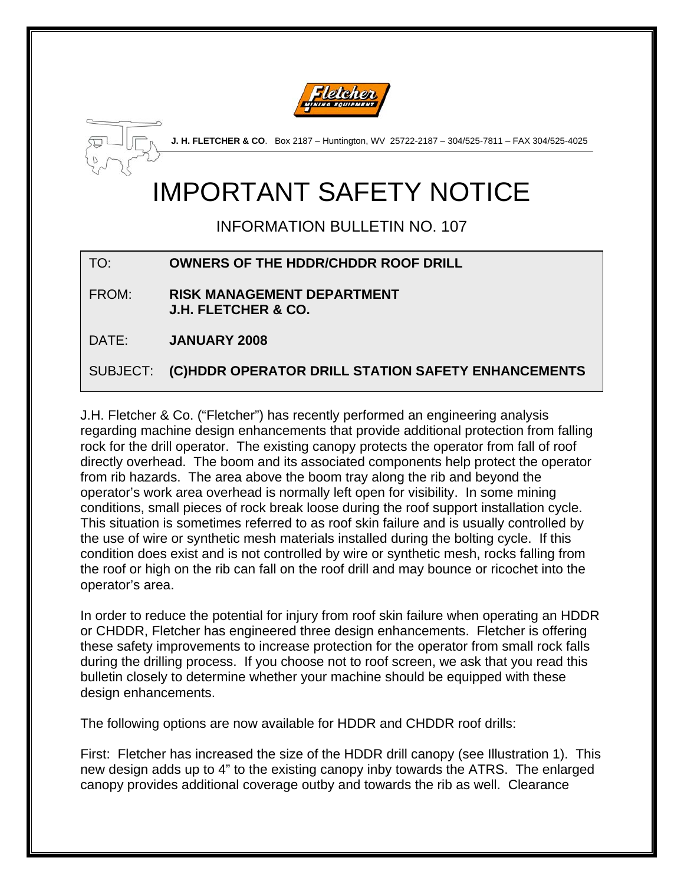**J. H. FLETCHER & CO**. Box 2187 – Huntington, WV 25722-2187 – 304/525-7811 – FAX 304/525-4025

# IMPORTANT SAFETY NOTICE

## INFORMATION BULLETIN NO. 107

| | |
|---|---|
| TO: | **OWNERS OF THE HDDR/CHDDR ROOF DRILL** |
| FROM: | **RISK MANAGEMENT DEPARTMENT J.H. FLETCHER & CO.** |
| DATE: | **JANUARY 2008** |
| SUBJECT: | **(C)HDDR OPERATOR DRILL STATION SAFETY ENHANCEMENTS** |

J.H. Fletcher & Co. ("Fletcher") has recently performed an engineering analysis regarding machine design enhancements that provide additional protection from falling rock for the drill operator. The existing canopy protects the operator from fall of roof directly overhead. The boom and its associated components help protect the operator from rib hazards. The area above the boom tray along the rib and beyond the operator's work area overhead is normally left open for visibility. In some mining conditions, small pieces of rock break loose during the roof support installation cycle. This situation is sometimes referred to as roof skin failure and is usually controlled by the use of wire or synthetic mesh materials installed during the bolting cycle. If this condition does exist and is not controlled by wire or synthetic mesh, rocks falling from the roof or high on the rib can fall on the roof drill and may bounce or ricochet into the operator's area.

In order to reduce the potential for injury from roof skin failure when operating an HDDR or CHDDR, Fletcher has engineered three design enhancements. Fletcher is offering these safety improvements to increase protection for the operator from small rock falls during the drilling process. If you choose not to roof screen, we ask that you read this bulletin closely to determine whether your machine should be equipped with these design enhancements.

The following options are now available for HDDR and CHDDR roof drills:

First: Fletcher has increased the size of the HDDR drill canopy (see Illustration 1). This new design adds up to 4" to the existing canopy inby towards the ATRS. The enlarged canopy provides additional coverage outby and towards the rib as well. Clearance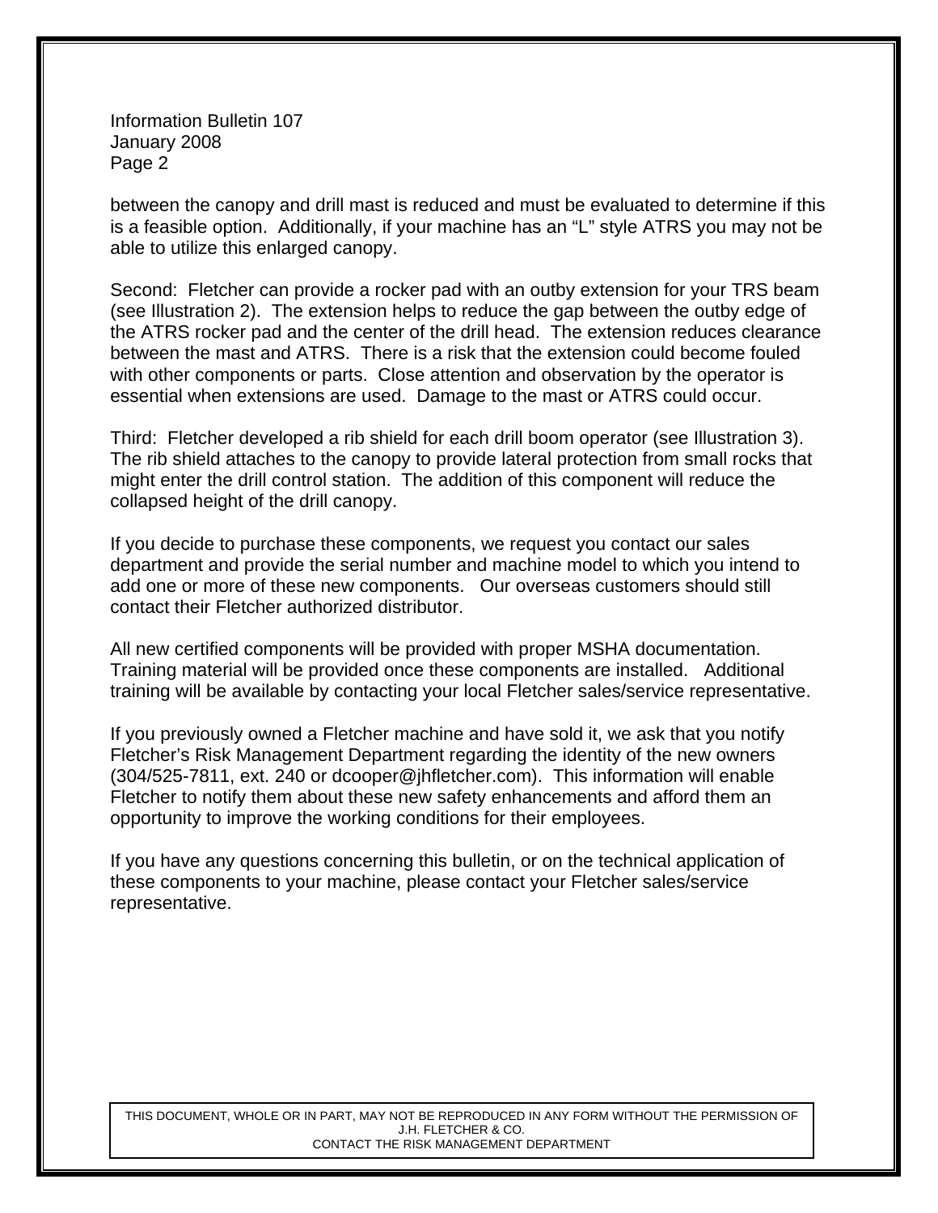between the canopy and drill mast is reduced and must be evaluated to determine if this is a feasible option. Additionally, if your machine has an "L" style ATRS you may not be able to utilize this enlarged canopy.

Second: Fletcher can provide a rocker pad with an outby extension for your TRS beam (see Illustration 2). The extension helps to reduce the gap between the outby edge of the ATRS rocker pad and the center of the drill head. The extension reduces clearance between the mast and ATRS. There is a risk that the extension could become fouled with other components or parts. Close attention and observation by the operator is essential when extensions are used. Damage to the mast or ATRS could occur.

Third: Fletcher developed a rib shield for each drill boom operator (see Illustration 3). The rib shield attaches to the canopy to provide lateral protection from small rocks that might enter the drill control station. The addition of this component will reduce the collapsed height of the drill canopy.

If you decide to purchase these components, we request you contact our sales department and provide the serial number and machine model to which you intend to add one or more of these new components. Our overseas customers should still contact their Fletcher authorized distributor.

All new certified components will be provided with proper MSHA documentation. Training material will be provided once these components are installed. Additional training will be available by contacting your local Fletcher sales/service representative.

If you previously owned a Fletcher machine and have sold it, we ask that you notify Fletcher's Risk Management Department regarding the identity of the new owners (304/525-7811, ext. 240 or dcooper@jhfletcher.com). This information will enable Fletcher to notify them about these new safety enhancements and afford them an opportunity to improve the working conditions for their employees.

If you have any questions concerning this bulletin, or on the technical application of these components to your machine, please contact your Fletcher sales/service representative.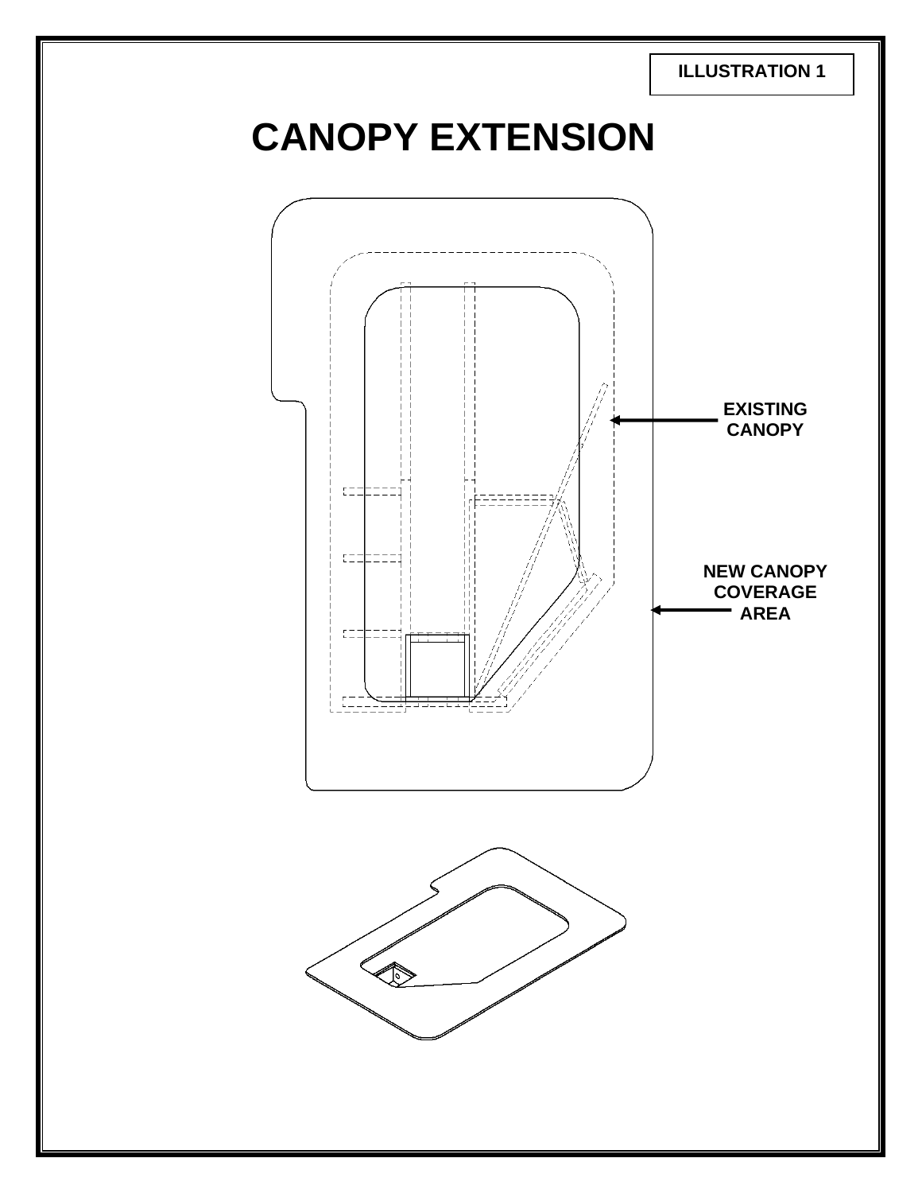ILLUSTRATION 1

# CANOPY EXTENSION

EXISTING CANOPY

NEW CANOPY COVERAGE AREA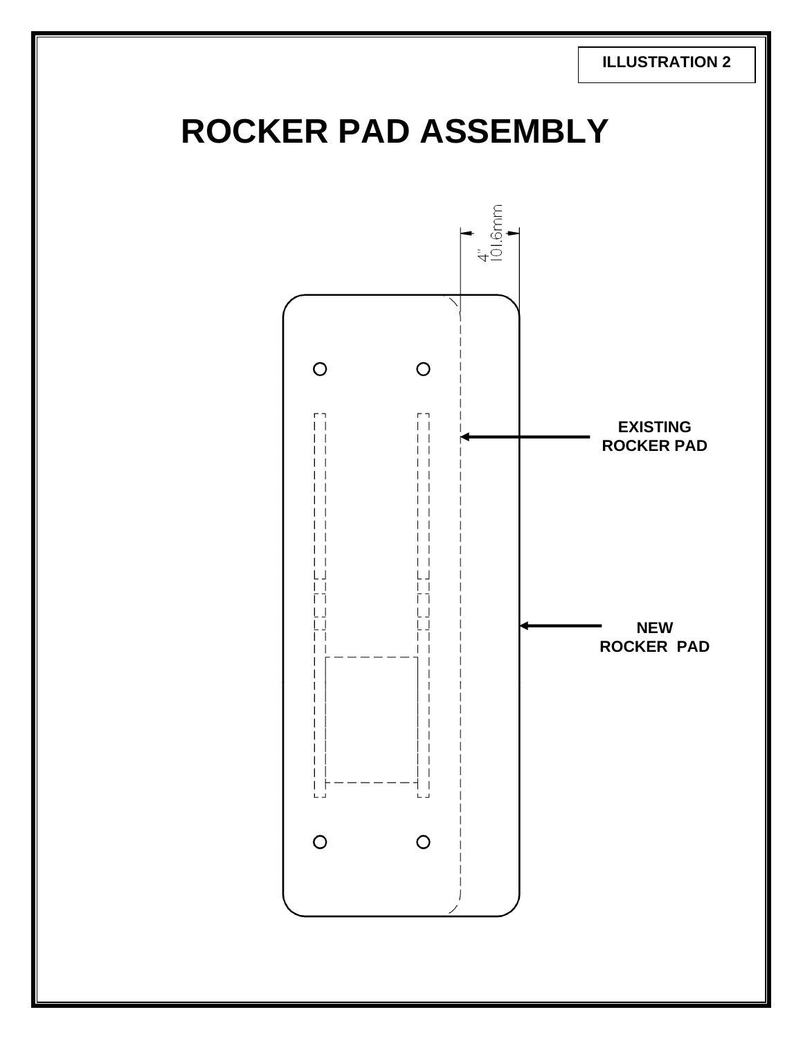ILLUSTRATION 2

# ROCKER PAD ASSEMBLY

4"
101.6mm

EXISTING
ROCKER PAD

NEW
ROCKER PAD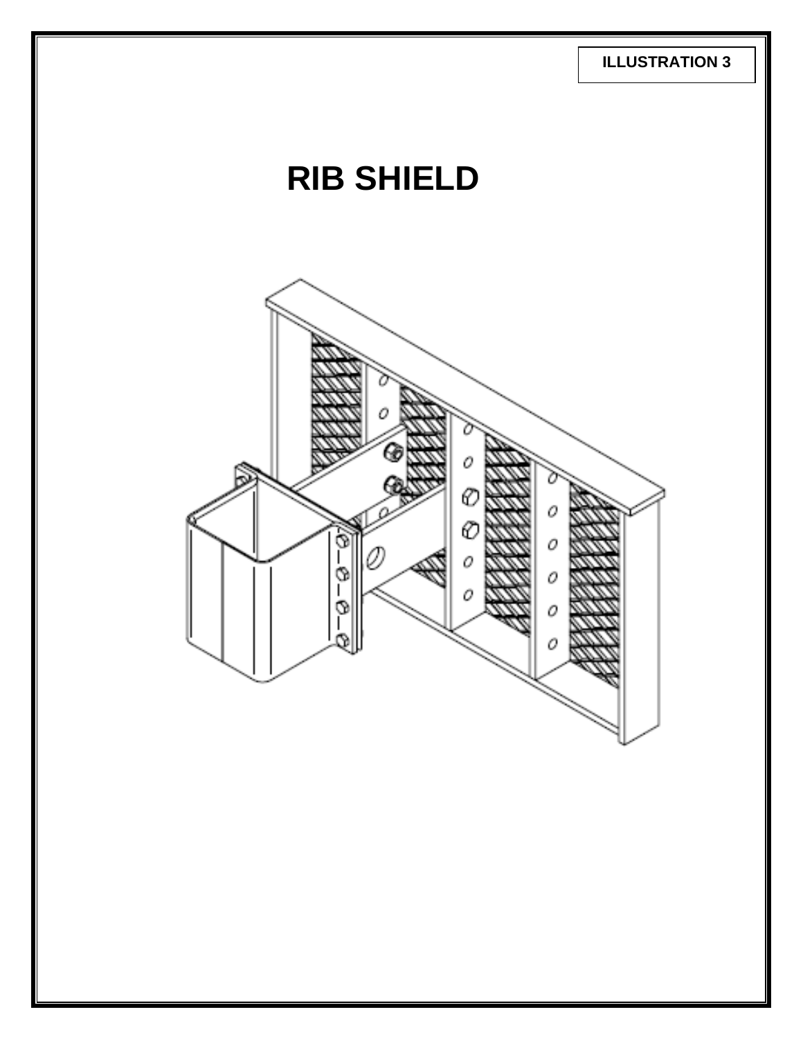**ILLUSTRATION 3**

# RIB SHIELD